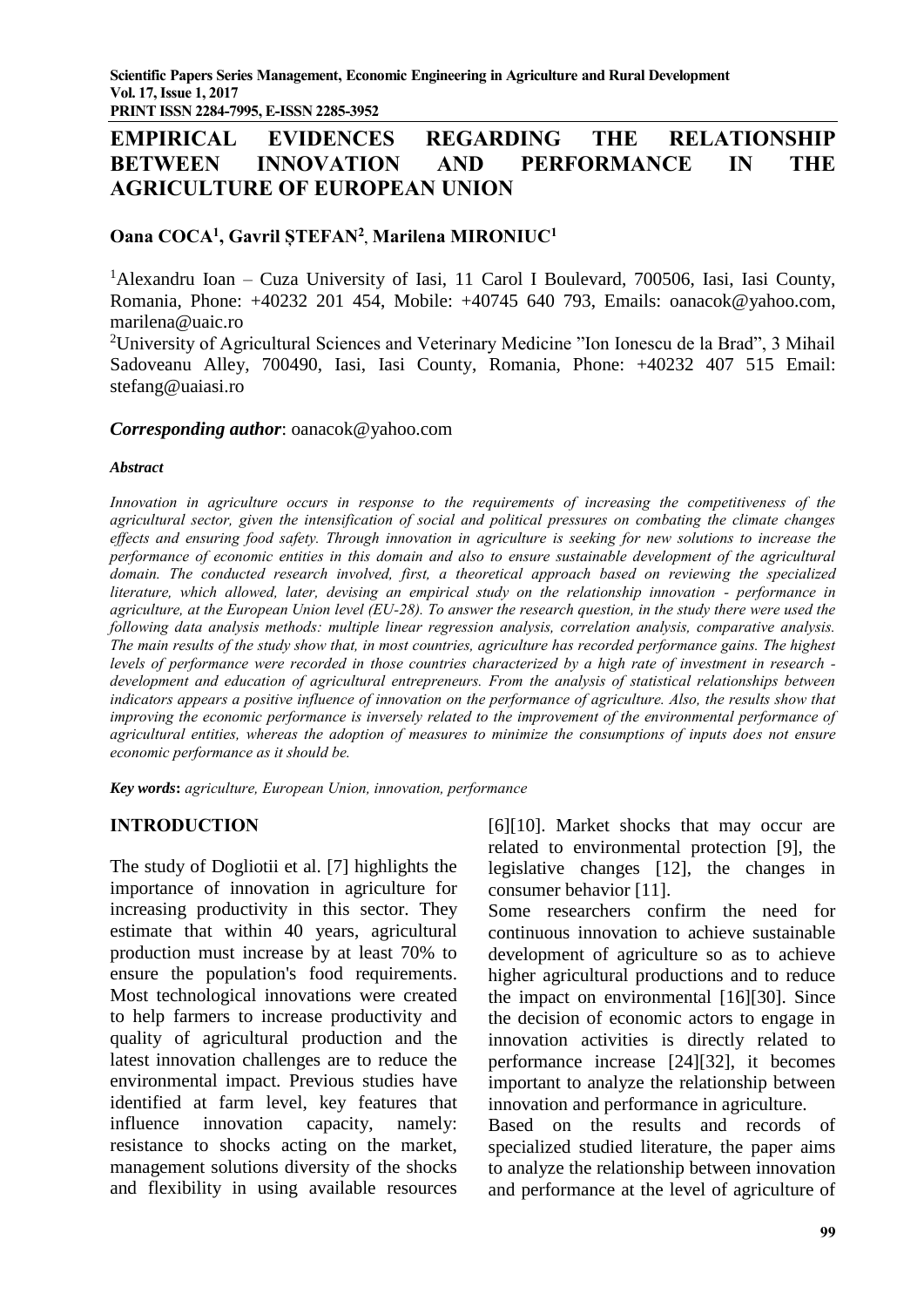# EMPIRICAL EVIDENCES REGARDING THE RELATIONSHIP BETWEEN INNOVATION AND PERFORMANCE IN THE AGRICULTURE OF EUROPEAN UNION

**Oana COCA[1], Gavril ȘTEFAN[2], Marilena MIRONIUC[1]**

[1]Alexandru Ioan – Cuza University of Iasi, 11 Carol I Boulevard, 700506, Iasi, Iasi County, Romania, Phone: +40232 201 454, Mobile: +40745 640 793, Emails: oanacok@yahoo.com, marilena@uaic.ro

[2]University of Agricultural Sciences and Veterinary Medicine "Ion Ionescu de la Brad", 3 Mihail Sadoveanu Alley, 700490, Iasi, Iasi County, Romania, Phone: +40232 407 515 Email: stefang@uaiasi.ro

***Corresponding author***: oanacok@yahoo.com

***Abstract***

*Innovation in agriculture occurs in response to the requirements of increasing the competitiveness of the agricultural sector, given the intensification of social and political pressures on combating the climate changes effects and ensuring food safety. Through innovation in agriculture is seeking for new solutions to increase the performance of economic entities in this domain and also to ensure sustainable development of the agricultural domain. The conducted research involved, first, a theoretical approach based on reviewing the specialized literature, which allowed, later, devising an empirical study on the relationship innovation - performance in agriculture, at the European Union level (EU-28). To answer the research question, in the study there were used the following data analysis methods: multiple linear regression analysis, correlation analysis, comparative analysis. The main results of the study show that, in most countries, agriculture has recorded performance gains. The highest levels of performance were recorded in those countries characterized by a high rate of investment in research - development and education of agricultural entrepreneurs. From the analysis of statistical relationships between indicators appears a positive influence of innovation on the performance of agriculture. Also, the results show that improving the economic performance is inversely related to the improvement of the environmental performance of agricultural entities, whereas the adoption of measures to minimize the consumptions of inputs does not ensure economic performance as it should be.*

***Key words*****:** *agriculture, European Union, innovation, performance*

## INTRODUCTION

The study of Dogliotii et al. [7] highlights the importance of innovation in agriculture for increasing productivity in this sector. They estimate that within 40 years, agricultural production must increase by at least 70% to ensure the population's food requirements. Most technological innovations were created to help farmers to increase productivity and quality of agricultural production and the latest innovation challenges are to reduce the environmental impact. Previous studies have identified at farm level, key features that influence innovation capacity, namely: resistance to shocks acting on the market, management solutions diversity of the shocks and flexibility in using available resources [6][10]. Market shocks that may occur are related to environmental protection [9], the legislative changes [12], the changes in consumer behavior [11].

Some researchers confirm the need for continuous innovation to achieve sustainable development of agriculture so as to achieve higher agricultural productions and to reduce the impact on environmental [16][30]. Since the decision of economic actors to engage in innovation activities is directly related to performance increase [24][32], it becomes important to analyze the relationship between innovation and performance in agriculture.

Based on the results and records of specialized studied literature, the paper aims to analyze the relationship between innovation and performance at the level of agriculture of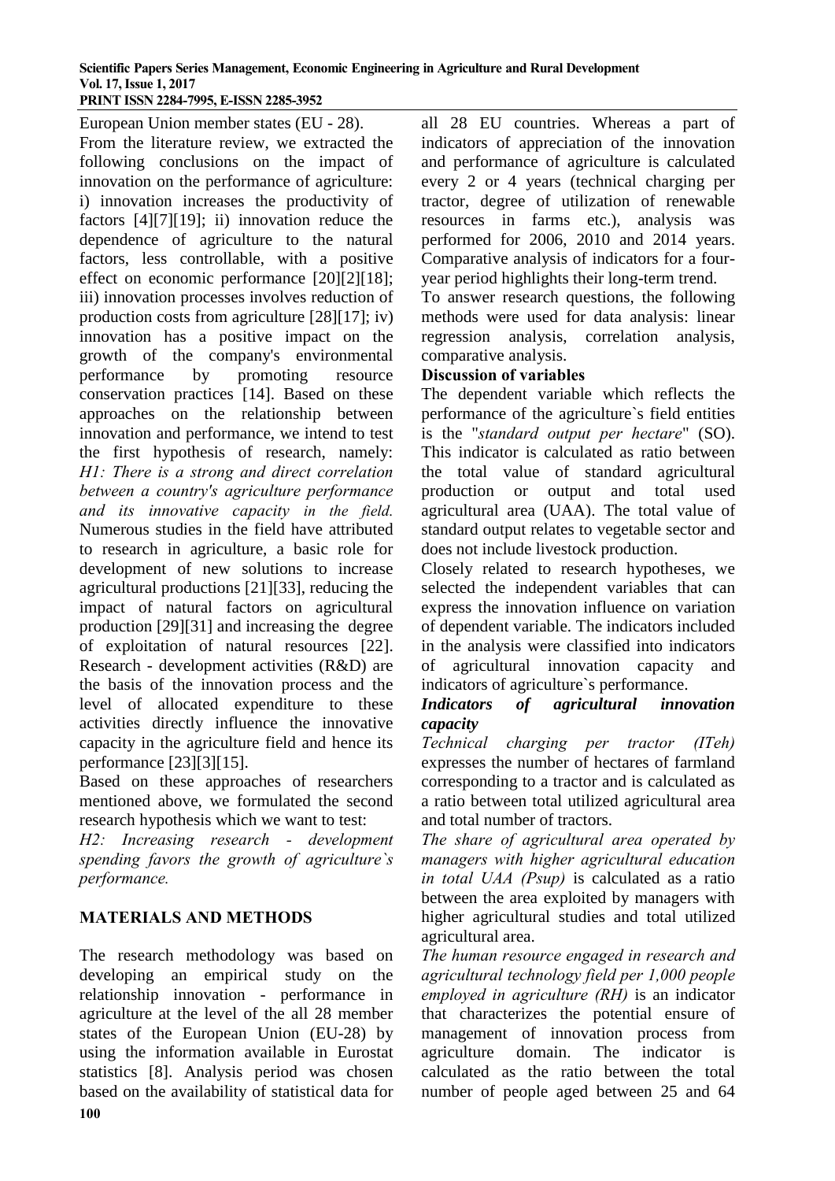European Union member states (EU - 28).

From the literature review, we extracted the following conclusions on the impact of innovation on the performance of agriculture: i) innovation increases the productivity of factors [4][7][19]; ii) innovation reduce the dependence of agriculture to the natural factors, less controllable, with a positive effect on economic performance [20][2][18]; iii) innovation processes involves reduction of production costs from agriculture [28][17]; iv) innovation has a positive impact on the growth of the company's environmental performance by promoting resource conservation practices [14]. Based on these approaches on the relationship between innovation and performance, we intend to test the first hypothesis of research, namely: *H1: There is a strong and direct correlation between a country's agriculture performance and its innovative capacity in the field.*

Numerous studies in the field have attributed to research in agriculture, a basic role for development of new solutions to increase agricultural productions [21][33], reducing the impact of natural factors on agricultural production [29][31] and increasing the degree of exploitation of natural resources [22]. Research - development activities (R&D) are the basis of the innovation process and the level of allocated expenditure to these activities directly influence the innovative capacity in the agriculture field and hence its performance [23][3][15].

Based on these approaches of researchers mentioned above, we formulated the second research hypothesis which we want to test:

*H2: Increasing research - development spending favors the growth of agriculture`s performance.*

## MATERIALS AND METHODS

The research methodology was based on developing an empirical study on the relationship innovation - performance in agriculture at the level of the all 28 member states of the European Union (EU-28) by using the information available in Eurostat statistics [8]. Analysis period was chosen based on the availability of statistical data for all 28 EU countries. Whereas a part of indicators of appreciation of the innovation and performance of agriculture is calculated every 2 or 4 years (technical charging per tractor, degree of utilization of renewable resources in farms etc.), analysis was performed for 2006, 2010 and 2014 years. Comparative analysis of indicators for a four-year period highlights their long-term trend.

To answer research questions, the following methods were used for data analysis: linear regression analysis, correlation analysis, comparative analysis.

**Discussion of variables**

The dependent variable which reflects the performance of the agriculture`s field entities is the "*standard output per hectare*" (SO). This indicator is calculated as ratio between the total value of standard agricultural production or output and total used agricultural area (UAA). The total value of standard output relates to vegetable sector and does not include livestock production.

Closely related to research hypotheses, we selected the independent variables that can express the innovation influence on variation of dependent variable. The indicators included in the analysis were classified into indicators of agricultural innovation capacity and indicators of agriculture`s performance.

***Indicators of agricultural innovation capacity***

*Technical charging per tractor (ITeh)* expresses the number of hectares of farmland corresponding to a tractor and is calculated as a ratio between total utilized agricultural area and total number of tractors.

*The share of agricultural area operated by managers with higher agricultural education in total UAA (Psup)* is calculated as a ratio between the area exploited by managers with higher agricultural studies and total utilized agricultural area.

*The human resource engaged in research and agricultural technology field per 1,000 people employed in agriculture (RH)* is an indicator that characterizes the potential ensure of management of innovation process from agriculture domain. The indicator is calculated as the ratio between the total number of people aged between 25 and 64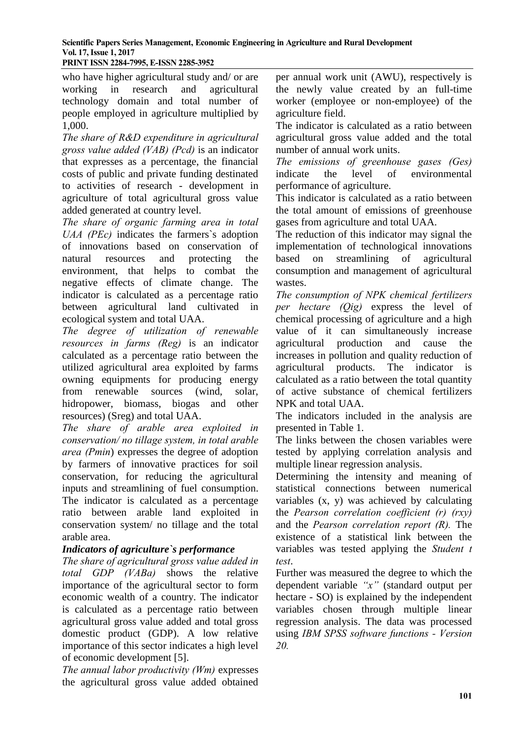who have higher agricultural study and/ or are working in research and agricultural technology domain and total number of people employed in agriculture multiplied by 1,000.

*The share of R&D expenditure in agricultural gross value added (VAB) (Pcd)* is an indicator that expresses as a percentage, the financial costs of public and private funding destinated to activities of research - development in agriculture of total agricultural gross value added generated at country level.

*The share of organic farming area in total UAA (PEc)* indicates the farmers`s adoption of innovations based on conservation of natural resources and protecting the environment, that helps to combat the negative effects of climate change. The indicator is calculated as a percentage ratio between agricultural land cultivated in ecological system and total UAA.

*The degree of utilization of renewable resources in farms (Reg)* is an indicator calculated as a percentage ratio between the utilized agricultural area exploited by farms owning equipments for producing energy from renewable sources (wind, solar, hidropower, biomass, biogas and other resources) (Sreg) and total UAA.

*The share of arable area exploited in conservation/ no tillage system, in total arable area (Pmin*) expresses the degree of adoption by farmers of innovative practices for soil conservation, for reducing the agricultural inputs and streamlining of fuel consumption. The indicator is calculated as a percentage ratio between arable land exploited in conservation system/ no tillage and the total arable area.

***Indicators of agriculture`s performance***

*The share of agricultural gross value added in total GDP (VABa)* shows the relative importance of the agricultural sector to form economic wealth of a country. The indicator is calculated as a percentage ratio between agricultural gross value added and total gross domestic product (GDP). A low relative importance of this sector indicates a high level of economic development [5].

*The annual labor productivity (Wm)* expresses the agricultural gross value added obtained per annual work unit (AWU), respectively is the newly value created by an full-time worker (employee or non-employee) of the agriculture field.

The indicator is calculated as a ratio between agricultural gross value added and the total number of annual work units.

*The emissions of greenhouse gases (Ges)* indicate the level of environmental performance of agriculture.

This indicator is calculated as a ratio between the total amount of emissions of greenhouse gases from agriculture and total UAA.

The reduction of this indicator may signal the implementation of technological innovations based on streamlining of agricultural consumption and management of agricultural wastes.

*The consumption of NPK chemical fertilizers per hectare (Qig)* express the level of chemical processing of agriculture and a high value of it can simultaneously increase agricultural production and cause the increases in pollution and quality reduction of agricultural products. The indicator is calculated as a ratio between the total quantity of active substance of chemical fertilizers NPK and total UAA.

The indicators included in the analysis are presented in Table 1.

The links between the chosen variables were tested by applying correlation analysis and multiple linear regression analysis.

Determining the intensity and meaning of statistical connections between numerical variables (x, y) was achieved by calculating the *Pearson correlation coefficient (r) (rxy)* and the *Pearson correlation report (R).* The existence of a statistical link between the variables was tested applying the *Student t test*.

Further was measured the degree to which the dependent variable *"x"* (standard output per hectare - SO) is explained by the independent variables chosen through multiple linear regression analysis. The data was processed using *IBM SPSS software functions - Version 20.*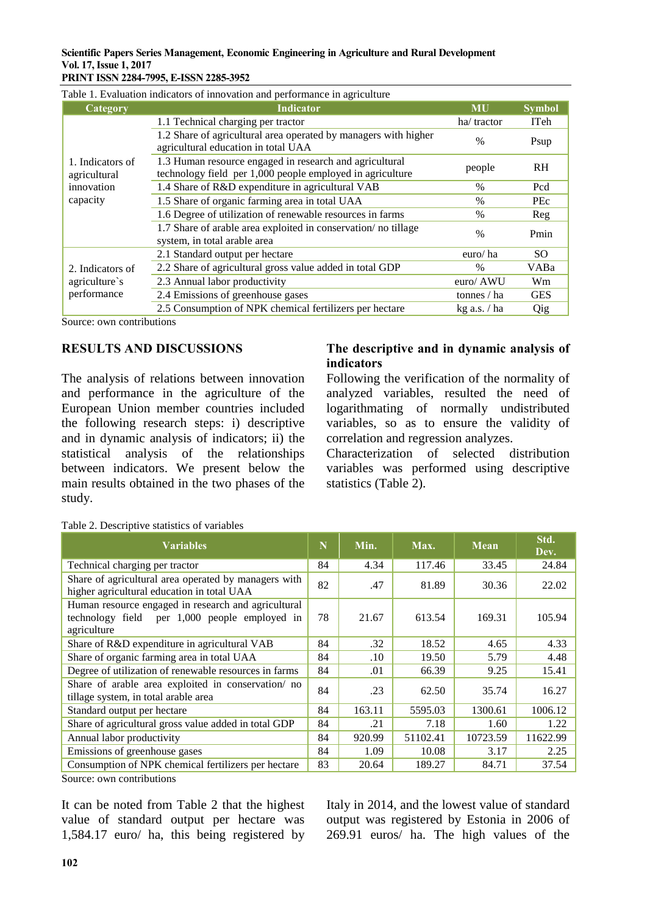Table 1. Evaluation indicators of innovation and performance in agriculture

| Category | Indicator | MU | Symbol |
|---|---|---|---|
| 1. Indicators of agricultural innovation capacity | 1.1 Technical charging per tractor | ha/ tractor | ITeh |
| | 1.2 Share of agricultural area operated by managers with higher agricultural education in total UAA | % | Psup |
| | 1.3 Human resource engaged in research and agricultural technology field per 1,000 people employed in agriculture | people | RH |
| | 1.4 Share of R&D expenditure in agricultural VAB | % | Pcd |
| | 1.5 Share of organic farming area in total UAA | % | PEc |
| | 1.6 Degree of utilization of renewable resources in farms | % | Reg |
| | 1.7 Share of arable area exploited in conservation/ no tillage system, in total arable area | % | Pmin |
| 2. Indicators of agriculture`s performance | 2.1 Standard output per hectare | euro/ ha | SO |
| | 2.2 Share of agricultural gross value added in total GDP | % | VABa |
| | 2.3 Annual labor productivity | euro/ AWU | Wm |
| | 2.4 Emissions of greenhouse gases | tonnes / ha | GES |
| | 2.5 Consumption of NPK chemical fertilizers per hectare | kg a.s. / ha | Qig |

Source: own contributions

## RESULTS AND DISCUSSIONS

The analysis of relations between innovation and performance in the agriculture of the European Union member countries included the following research steps: i) descriptive and in dynamic analysis of indicators; ii) the statistical analysis of the relationships between indicators. We present below the main results obtained in the two phases of the study.

### The descriptive and in dynamic analysis of indicators

Following the verification of the normality of analyzed variables, resulted the need of logarithmating of normally undistributed variables, so as to ensure the validity of correlation and regression analyzes.

Characterization of selected distribution variables was performed using descriptive statistics (Table 2).

Table 2. Descriptive statistics of variables

| Variables | N | Min. | Max. | Mean | Std. Dev. |
|---|---|---|---|---|---|
| Technical charging per tractor | 84 | 4.34 | 117.46 | 33.45 | 24.84 |
| Share of agricultural area operated by managers with higher agricultural education in total UAA | 82 | .47 | 81.89 | 30.36 | 22.02 |
| Human resource engaged in research and agricultural technology field per 1,000 people employed in agriculture | 78 | 21.67 | 613.54 | 169.31 | 105.94 |
| Share of R&D expenditure in agricultural VAB | 84 | .32 | 18.52 | 4.65 | 4.33 |
| Share of organic farming area in total UAA | 84 | .10 | 19.50 | 5.79 | 4.48 |
| Degree of utilization of renewable resources in farms | 84 | .01 | 66.39 | 9.25 | 15.41 |
| Share of arable area exploited in conservation/ no tillage system, in total arable area | 84 | .23 | 62.50 | 35.74 | 16.27 |
| Standard output per hectare | 84 | 163.11 | 5595.03 | 1300.61 | 1006.12 |
| Share of agricultural gross value added in total GDP | 84 | .21 | 7.18 | 1.60 | 1.22 |
| Annual labor productivity | 84 | 920.99 | 51102.41 | 10723.59 | 11622.99 |
| Emissions of greenhouse gases | 84 | 1.09 | 10.08 | 3.17 | 2.25 |
| Consumption of NPK chemical fertilizers per hectare | 83 | 20.64 | 189.27 | 84.71 | 37.54 |

Source: own contributions

It can be noted from Table 2 that the highest value of standard output per hectare was 1,584.17 euro/ ha, this being registered by Italy in 2014, and the lowest value of standard output was registered by Estonia in 2006 of 269.91 euros/ ha. The high values of the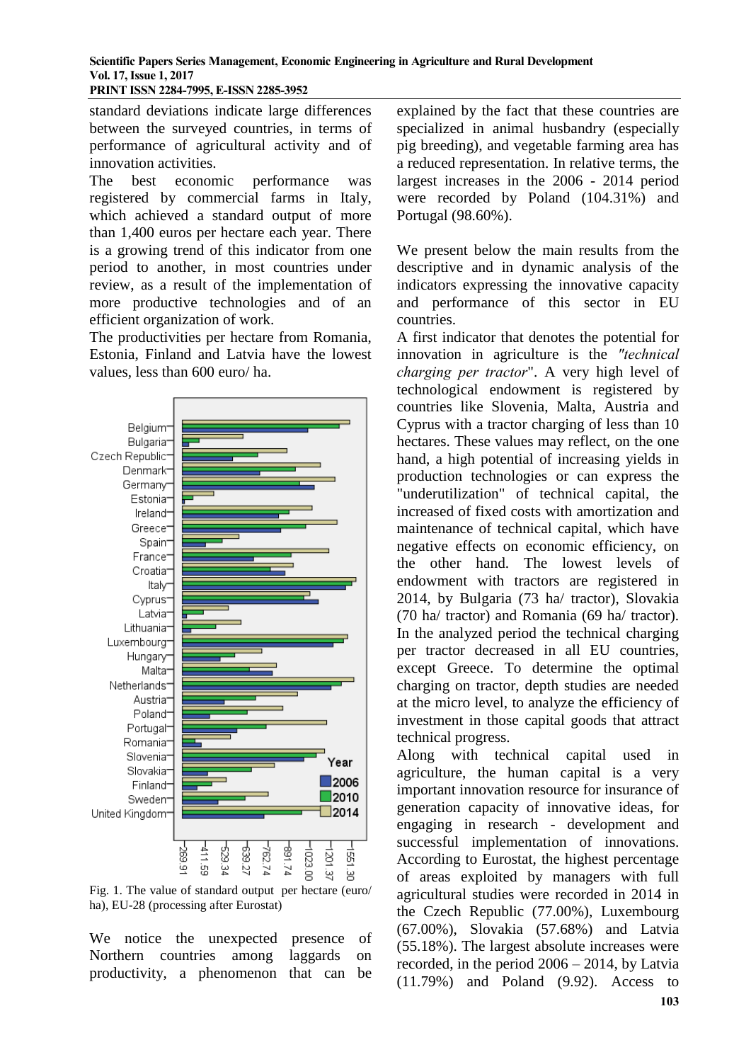standard deviations indicate large differences between the surveyed countries, in terms of performance of agricultural activity and of innovation activities.

The best economic performance was registered by commercial farms in Italy, which achieved a standard output of more than 1,400 euros per hectare each year. There is a growing trend of this indicator from one period to another, in most countries under review, as a result of the implementation of more productive techniques and of an efficient organization of work.

The productivities per hectare from Romania, Estonia, Finland and Latvia have the lowest values, less than 600 euro/ ha.

Fig. 1. The value of standard output per hectare (euro/ ha), EU-28 (processing after Eurostat)

We notice the unexpected presence of Northern countries among laggards on productivity, a phenomenon that can be explained by the fact that these countries are specialized in animal husbandry (especially pig breeding), and vegetable farming area has a reduced representation. In relative terms, the largest increases in the 2006 - 2014 period were recorded by Poland (104.31%) and Portugal (98.60%).

We present below the main results from the descriptive and in dynamic analysis of the indicators expressing the innovative capacity and performance of this sector in EU countries.

A first indicator that denotes the potential for innovation in agriculture is the *"technical charging per tractor*". A very high level of technological endowment is registered by countries like Slovenia, Malta, Austria and Cyprus with a tractor charging of less than 10 hectares. These values may reflect, on the one hand, a high potential of increasing yields in production technologies or can express the "underutilization" of technical capital, the increased of fixed costs with amortization and maintenance of technical capital, which have negative effects on economic efficiency, on the other hand. The lowest levels of endowment with tractors are registered in 2014, by Bulgaria (73 ha/ tractor), Slovakia (70 ha/ tractor) and Romania (69 ha/ tractor). In the analyzed period the technical charging per tractor decreased in all EU countries, except Greece. To determine the optimal charging on tractor, depth studies are needed at the micro level, to analyze the efficiency of investment in those capital goods that attract technical progress.

Along with technical capital used in agriculture, the human capital is a very important innovation resource for insurance of generation capacity of innovative ideas, for engaging in research - development and successful implementation of innovations. According to Eurostat, the highest percentage of areas exploited by managers with full agricultural studies were recorded in 2014 in the Czech Republic (77.00%), Luxembourg (67.00%), Slovakia (57.68%) and Latvia (55.18%). The largest absolute increases were recorded, in the period 2006 – 2014, by Latvia (11.79%) and Poland (9.92). Access to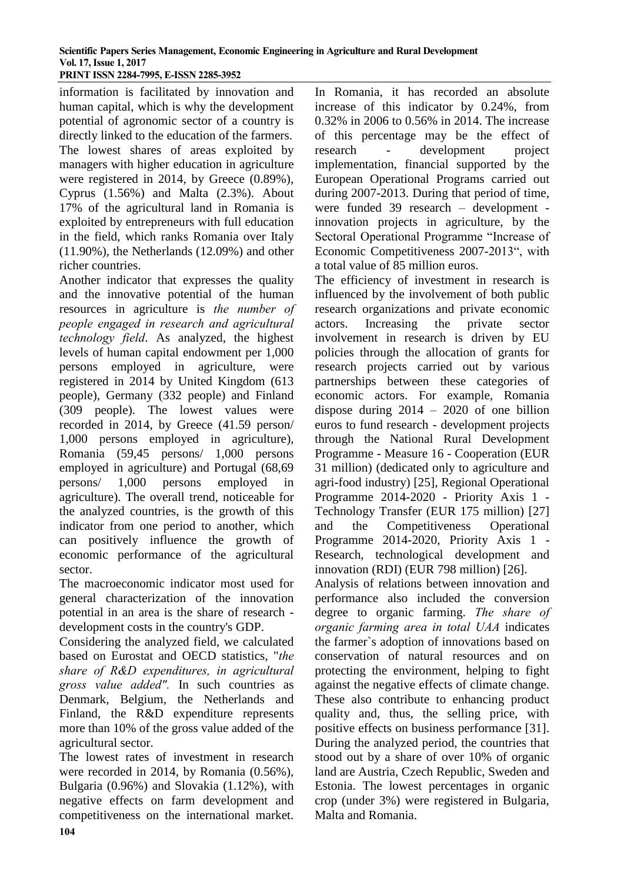information is facilitated by innovation and human capital, which is why the development potential of agronomic sector of a country is directly linked to the education of the farmers. The lowest shares of areas exploited by managers with higher education in agriculture were registered in 2014, by Greece (0.89%), Cyprus (1.56%) and Malta (2.3%). About 17% of the agricultural land in Romania is exploited by entrepreneurs with full education in the field, which ranks Romania over Italy (11.90%), the Netherlands (12.09%) and other richer countries.

Another indicator that expresses the quality and the innovative potential of the human resources in agriculture is *the number of people engaged in research and agricultural technology field*. As analyzed, the highest levels of human capital endowment per 1,000 persons employed in agriculture, were registered in 2014 by United Kingdom (613 people), Germany (332 people) and Finland (309 people). The lowest values were recorded in 2014, by Greece (41.59 person/ 1,000 persons employed in agriculture), Romania (59,45 persons/ 1,000 persons employed in agriculture) and Portugal (68,69 persons/ 1,000 persons employed in agriculture). The overall trend, noticeable for the analyzed countries, is the growth of this indicator from one period to another, which can positively influence the growth of economic performance of the agricultural sector.

The macroeconomic indicator most used for general characterization of the innovation potential in an area is the share of research - development costs in the country's GDP.

Considering the analyzed field, we calculated based on Eurostat and OECD statistics, "*the share of R&D expenditures, in agricultural gross value added"*. In such countries as Denmark, Belgium, the Netherlands and Finland, the R&D expenditure represents more than 10% of the gross value added of the agricultural sector.

The lowest rates of investment in research were recorded in 2014, by Romania (0.56%), Bulgaria (0.96%) and Slovakia (1.12%), with negative effects on farm development and competitiveness on the international market. In Romania, it has recorded an absolute increase of this indicator by 0.24%, from 0.32% in 2006 to 0.56% in 2014. The increase of this percentage may be the effect of research - development project implementation, financial supported by the European Operational Programs carried out during 2007-2013. During that period of time, were funded 39 research – development - innovation projects in agriculture, by the Sectoral Operational Programme "Increase of Economic Competitiveness 2007-2013", with a total value of 85 million euros.

The efficiency of investment in research is influenced by the involvement of both public research organizations and private economic actors. Increasing the private sector involvement in research is driven by EU policies through the allocation of grants for research projects carried out by various partnerships between these categories of economic actors. For example, Romania dispose during 2014 – 2020 of one billion euros to fund research - development projects through the National Rural Development Programme - Measure 16 - Cooperation (EUR 31 million) (dedicated only to agriculture and agri-food industry) [25], Regional Operational Programme 2014-2020 - Priority Axis 1 - Technology Transfer (EUR 175 million) [27] and the Competitiveness Operational Programme 2014-2020, Priority Axis 1 - Research, technological development and innovation (RDI) (EUR 798 million) [26].

Analysis of relations between innovation and performance also included the conversion degree to organic farming. *The share of organic farming area in total UAA* indicates the farmer`s adoption of innovations based on conservation of natural resources and on protecting the environment, helping to fight against the negative effects of climate change. These also contribute to enhancing product quality and, thus, the selling price, with positive effects on business performance [31]. During the analyzed period, the countries that stood out by a share of over 10% of organic land are Austria, Czech Republic, Sweden and Estonia. The lowest percentages in organic crop (under 3%) were registered in Bulgaria, Malta and Romania.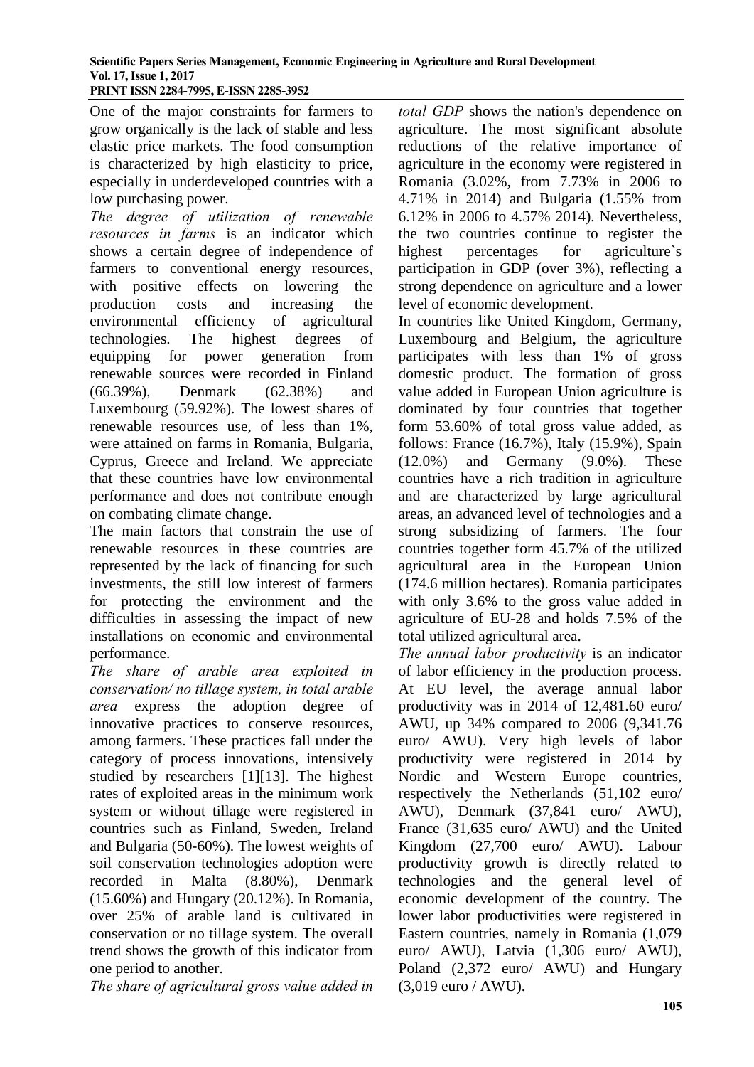One of the major constraints for farmers to grow organically is the lack of stable and less elastic price markets. The food consumption is characterized by high elasticity to price, especially in underdeveloped countries with a low purchasing power.

*The degree of utilization of renewable resources in farms* is an indicator which shows a certain degree of independence of farmers to conventional energy resources, with positive effects on lowering the production costs and increasing the environmental efficiency of agricultural technologies. The highest degrees of equipping for power generation from renewable sources were recorded in Finland (66.39%), Denmark (62.38%) and Luxembourg (59.92%). The lowest shares of renewable resources use, of less than 1%, were attained on farms in Romania, Bulgaria, Cyprus, Greece and Ireland. We appreciate that these countries have low environmental performance and does not contribute enough on combating climate change.

The main factors that constrain the use of renewable resources in these countries are represented by the lack of financing for such investments, the still low interest of farmers for protecting the environment and the difficulties in assessing the impact of new installations on economic and environmental performance.

*The share of arable area exploited in conservation/ no tillage system, in total arable area* express the adoption degree of innovative practices to conserve resources, among farmers. These practices fall under the category of process innovations, intensively studied by researchers [1][13]. The highest rates of exploited areas in the minimum work system or without tillage were registered in countries such as Finland, Sweden, Ireland and Bulgaria (50-60%). The lowest weights of soil conservation technologies adoption were recorded in Malta (8.80%), Denmark (15.60%) and Hungary (20.12%). In Romania, over 25% of arable land is cultivated in conservation or no tillage system. The overall trend shows the growth of this indicator from one period to another.

*The share of agricultural gross value added in total GDP* shows the nation's dependence on agriculture. The most significant absolute reductions of the relative importance of agriculture in the economy were registered in Romania (3.02%, from 7.73% in 2006 to 4.71% in 2014) and Bulgaria (1.55% from 6.12% in 2006 to 4.57% 2014). Nevertheless, the two countries continue to register the highest percentages for agriculture`s participation in GDP (over 3%), reflecting a strong dependence on agriculture and a lower level of economic development.

In countries like United Kingdom, Germany, Luxembourg and Belgium, the agriculture participates with less than 1% of gross domestic product. The formation of gross value added in European Union agriculture is dominated by four countries that together form 53.60% of total gross value added, as follows: France (16.7%), Italy (15.9%), Spain (12.0%) and Germany (9.0%). These countries have a rich tradition in agriculture and are characterized by large agricultural areas, an advanced level of technologies and a strong subsidizing of farmers. The four countries together form 45.7% of the utilized agricultural area in the European Union (174.6 million hectares). Romania participates with only 3.6% to the gross value added in agriculture of EU-28 and holds 7.5% of the total utilized agricultural area.

*The annual labor productivity* is an indicator of labor efficiency in the production process. At EU level, the average annual labor productivity was in 2014 of 12,481.60 euro/ AWU, up 34% compared to 2006 (9,341.76 euro/ AWU). Very high levels of labor productivity were registered in 2014 by Nordic and Western Europe countries, respectively the Netherlands (51,102 euro/ AWU), Denmark (37,841 euro/ AWU), France (31,635 euro/ AWU) and the United Kingdom (27,700 euro/ AWU). Labour productivity growth is directly related to technologies and the general level of economic development of the country. The lower labor productivities were registered in Eastern countries, namely in Romania (1,079 euro/ AWU), Latvia (1,306 euro/ AWU), Poland (2,372 euro/ AWU) and Hungary (3,019 euro / AWU).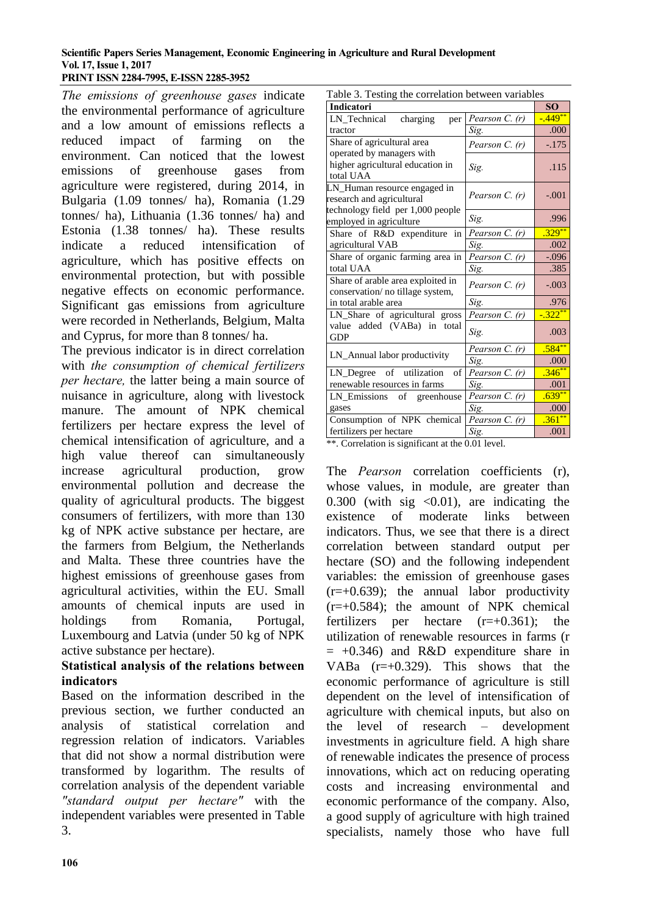*The emissions of greenhouse gases* indicate the environmental performance of agriculture and a low amount of emissions reflects a reduced impact of farming on the environment. Can noticed that the lowest emissions of greenhouse gases from agriculture were registered, during 2014, in Bulgaria (1.09 tonnes/ ha), Romania (1.29 tonnes/ ha), Lithuania (1.36 tonnes/ ha) and Estonia (1.38 tonnes/ ha). These results indicate a reduced intensification of agriculture, which has positive effects on environmental protection, but with possible negative effects on economic performance. Significant gas emissions from agriculture were recorded in Netherlands, Belgium, Malta and Cyprus, for more than 8 tonnes/ ha.

The previous indicator is in direct correlation with *the consumption of chemical fertilizers per hectare,* the latter being a main source of nuisance in agriculture, along with livestock manure. The amount of NPK chemical fertilizers per hectare express the level of chemical intensification of agriculture, and a high value thereof can simultaneously increase agricultural production, grow environmental pollution and decrease the quality of agricultural products. The biggest consumers of fertilizers, with more than 130 kg of NPK active substance per hectare, are the farmers from Belgium, the Netherlands and Malta. These three countries have the highest emissions of greenhouse gases from agricultural activities, within the EU. Small amounts of chemical inputs are used in holdings from Romania, Portugal, Luxembourg and Latvia (under 50 kg of NPK active substance per hectare).

**Statistical analysis of the relations between indicators**

Based on the information described in the previous section, we further conducted an analysis of statistical correlation and regression relation of indicators. Variables that did not show a normal distribution were transformed by logarithm. The results of correlation analysis of the dependent variable *"standard output per hectare"* with the independent variables were presented in Table 3.

Table 3. Testing the correlation between variables

| Indicatori | | SO |
|---|---|---|
| LN_Technical charging per tractor | *Pearson C. (r)* | -.449** |
| | *Sig.* | .000 |
| Share of agricultural area operated by managers with higher agricultural education in total UAA | *Pearson C. (r)* | -.175 |
| | *Sig.* | .115 |
| LN_Human resource engaged in research and agricultural technology field per 1,000 people employed in agriculture | *Pearson C. (r)* | -.001 |
| | *Sig.* | .996 |
| Share of R&D expenditure in agricultural VAB | *Pearson C. (r)* | .329** |
| | *Sig.* | .002 |
| Share of organic farming area in total UAA | *Pearson C. (r)* | -.096 |
| | *Sig.* | .385 |
| Share of arable area exploited in conservation/ no tillage system, in total arable area | *Pearson C. (r)* | -.003 |
| | *Sig.* | .976 |
| LN_Share of agricultural gross value added (VABa) in total GDP | *Pearson C. (r)* | -.322** |
| | *Sig.* | .003 |
| LN_Annual labor productivity | *Pearson C. (r)* | .584** |
| | *Sig.* | .000 |
| LN_Degree of utilization of renewable resources in farms | *Pearson C. (r)* | .346** |
| | *Sig.* | .001 |
| LN_Emissions of greenhouse gases | *Pearson C. (r)* | .639** |
| | *Sig.* | .000 |
| Consumption of NPK chemical fertilizers per hectare | *Pearson C. (r)* | .361** |
| | *Sig.* | .001 |

**. Correlation is significant at the 0.01 level.

The *Pearson* correlation coefficients (r), whose values, in module, are greater than 0.300 (with sig <0.01), are indicating the existence of moderate links between indicators. Thus, we see that there is a direct correlation between standard output per hectare (SO) and the following independent variables: the emission of greenhouse gases (r=+0.639); the annual labor productivity (r=+0.584); the amount of NPK chemical fertilizers per hectare (r=+0.361); the utilization of renewable resources in farms (r = +0.346) and R&D expenditure share in VABa (r=+0.329). This shows that the economic performance of agriculture is still dependent on the level of intensification of agriculture with chemical inputs, but also on the level of research – development investments in agriculture field. A high share of renewable indicates the presence of process innovations, which act on reducing operating costs and increasing environmental and economic performance of the company. Also, a good supply of agriculture with high trained specialists, namely those who have full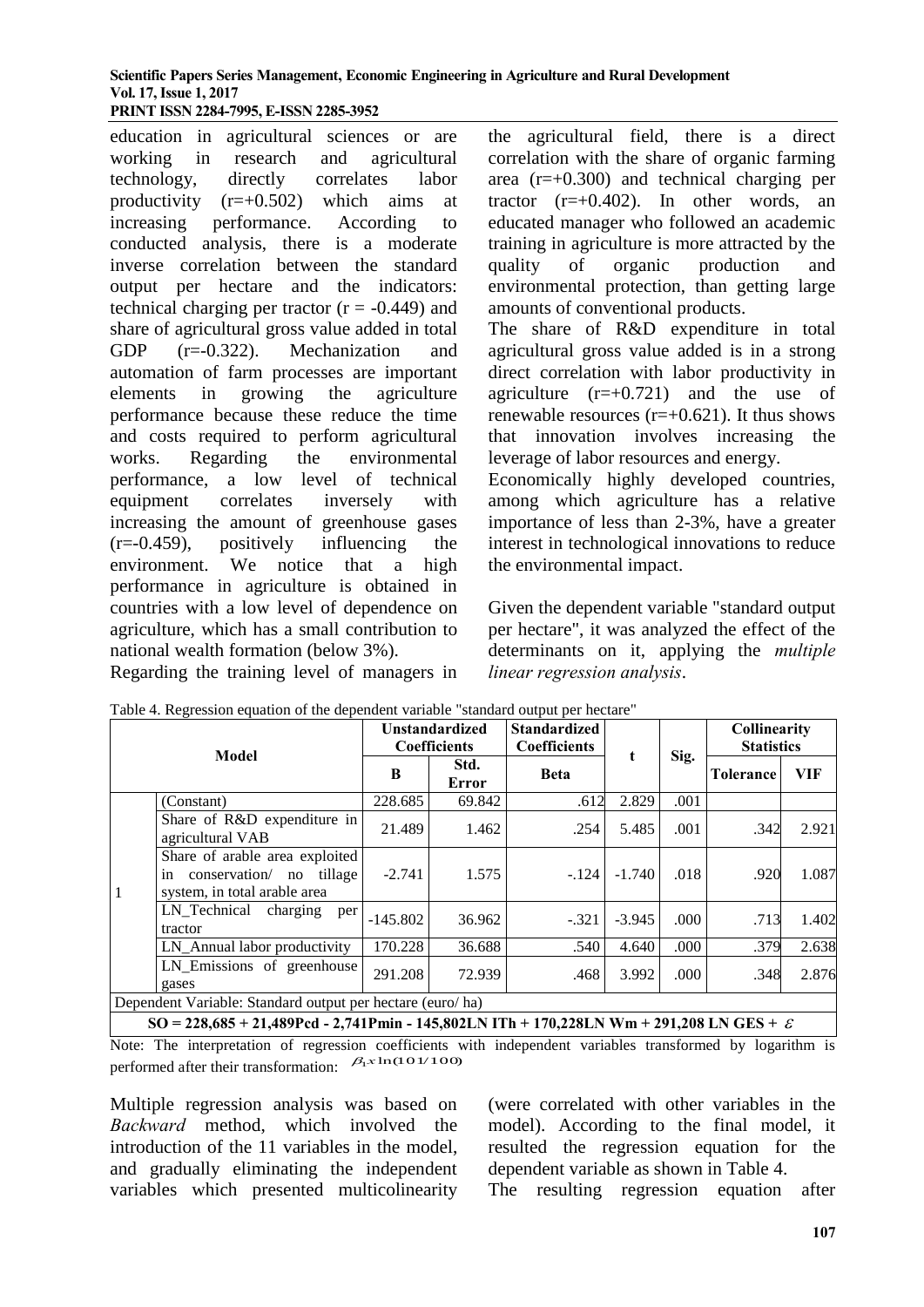education in agricultural sciences or are working in research and agricultural technology, directly correlates labor productivity (r=+0.502) which aims at increasing performance. According to conducted analysis, there is a moderate inverse correlation between the standard output per hectare and the indicators: technical charging per tractor (r = -0.449) and share of agricultural gross value added in total GDP (r=-0.322). Mechanization and automation of farm processes are important elements in growing the agriculture performance because these reduce the time and costs required to perform agricultural works. Regarding the environmental performance, a low level of technical equipment correlates inversely with increasing the amount of greenhouse gases (r=-0.459), positively influencing the environment. We notice that a high performance in agriculture is obtained in countries with a low level of dependence on agriculture, which has a small contribution to national wealth formation (below 3%).

Regarding the training level of managers in the agricultural field, there is a direct correlation with the share of organic farming area (r=+0.300) and technical charging per tractor (r=+0.402). In other words, an educated manager who followed an academic training in agriculture is more attracted by the quality of organic production and environmental protection, than getting large amounts of conventional products.

The share of R&D expenditure in total agricultural gross value added is in a strong direct correlation with labor productivity in agriculture (r=+0.721) and the use of renewable resources (r=+0.621). It thus shows that innovation involves increasing the leverage of labor resources and energy.

Economically highly developed countries, among which agriculture has a relative importance of less than 2-3%, have a greater interest in technological innovations to reduce the environmental impact.

Given the dependent variable "standard output per hectare", it was analyzed the effect of the determinants on it, applying the *multiple linear regression analysis*.

Table 4. Regression equation of the dependent variable "standard output per hectare"

| Model | | Unstandardized Coefficients | | Standardized Coefficients | t | Sig. | Collinearity Statistics | |
|---|---|---|---|---|---|---|---|---|
| | | B | Std. Error | Beta | | | Tolerance | VIF |
| 1 | (Constant) | 228.685 | 69.842 | .612 | 2.829 | .001 | | |
| | Share of R&D expenditure in agricultural VAB | 21.489 | 1.462 | .254 | 5.485 | .001 | .342 | 2.921 |
| | Share of arable area exploited in conservation/ no tillage system, in total arable area | -2.741 | 1.575 | -.124 | -1.740 | .018 | .920 | 1.087 |
| | LN_Technical charging per tractor | -145.802 | 36.962 | -.321 | -3.945 | .000 | .713 | 1.402 |
| | LN_Annual labor productivity | 170.228 | 36.688 | .540 | 4.640 | .000 | .379 | 2.638 |
| | LN_Emissions of greenhouse gases | 291.208 | 72.939 | .468 | 3.992 | .000 | .348 | 2.876 |
| Dependent Variable: Standard output per hectare (euro/ ha) | | | | | | | | |

$$SO = 228{,}685 + 21{,}489Pcd - 2{,}741Pmin - 145{,}802LN\ ITh + 170{,}228LN\ Wm + 291{,}208\ LN\ GES + \varepsilon$$

Note: The interpretation of regression coefficients with independent variables transformed by logarithm is performed after their transformation: $\beta_i x \ln(101/100)$

Multiple regression analysis was based on *Backward* method, which involved the introduction of the 11 variables in the model, and gradually eliminating the independent variables which presented multicolinearity (were correlated with other variables in the model). According to the final model, it resulted the regression equation for the dependent variable as shown in Table 4.

The resulting regression equation after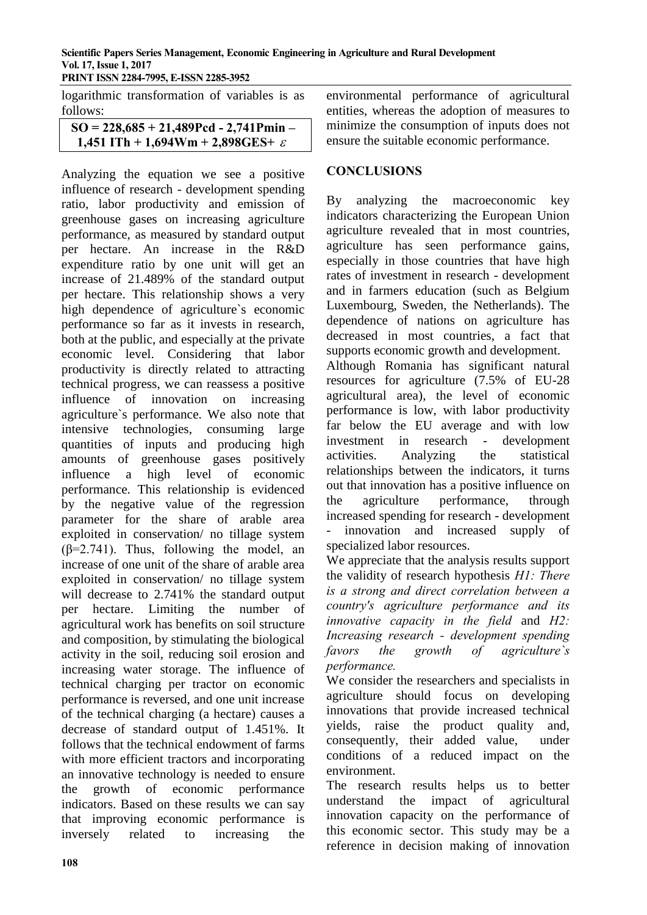logarithmic transformation of variables is as follows:

$$SO = 228{,}685 + 21{,}489Pcd - 2{,}741Pmin - 1{,}451\ ITh + 1{,}694Wm + 2{,}898GES + \varepsilon$$

Analyzing the equation we see a positive influence of research - development spending ratio, labor productivity and emission of greenhouse gases on increasing agriculture performance, as measured by standard output per hectare. An increase in the R&D expenditure ratio by one unit will get an increase of 21.489% of the standard output per hectare. This relationship shows a very high dependence of agriculture`s economic performance so far as it invests in research, both at the public, and especially at the private economic level. Considering that labor productivity is directly related to attracting technical progress, we can reassess a positive influence of innovation on increasing agriculture`s performance. We also note that intensive technologies, consuming large quantities of inputs and producing high amounts of greenhouse gases positively influence a high level of economic performance. This relationship is evidenced by the negative value of the regression parameter for the share of arable area exploited in conservation/ no tillage system ($\beta$=2.741). Thus, following the model, an increase of one unit of the share of arable area exploited in conservation/ no tillage system will decrease to 2.741% the standard output per hectare. Limiting the number of agricultural work has benefits on soil structure and composition, by stimulating the biological activity in the soil, reducing soil erosion and increasing water storage. The influence of technical charging per tractor on economic performance is reversed, and one unit increase of the technical charging (a hectare) causes a decrease of standard output of 1.451%. It follows that the technical endowment of farms with more efficient tractors and incorporating an innovative technology is needed to ensure the growth of economic performance indicators. Based on these results we can say that improving economic performance is inversely related to increasing the environmental performance of agricultural entities, whereas the adoption of measures to minimize the consumption of inputs does not ensure the suitable economic performance.

## CONCLUSIONS

By analyzing the macroeconomic key indicators characterizing the European Union agriculture revealed that in most countries, agriculture has seen performance gains, especially in those countries that have high rates of investment in research - development and in farmers education (such as Belgium Luxembourg, Sweden, the Netherlands). The dependence of nations on agriculture has decreased in most countries, a fact that supports economic growth and development.

Although Romania has significant natural resources for agriculture (7.5% of EU-28 agricultural area), the level of economic performance is low, with labor productivity far below the EU average and with low investment in research - development activities. Analyzing the statistical relationships between the indicators, it turns out that innovation has a positive influence on the agriculture performance, through increased spending for research - development - innovation and increased supply of specialized labor resources.

We appreciate that the analysis results support the validity of research hypothesis *H1: There is a strong and direct correlation between a country's agriculture performance and its innovative capacity in the field* and *H2: Increasing research - development spending favors the growth of agriculture`s performance.*

We consider the researchers and specialists in agriculture should focus on developing innovations that provide increased technical yields, raise the product quality and, consequently, their added value, under conditions of a reduced impact on the environment.

The research results helps us to better understand the impact of agricultural innovation capacity on the performance of this economic sector. This study may be a reference in decision making of innovation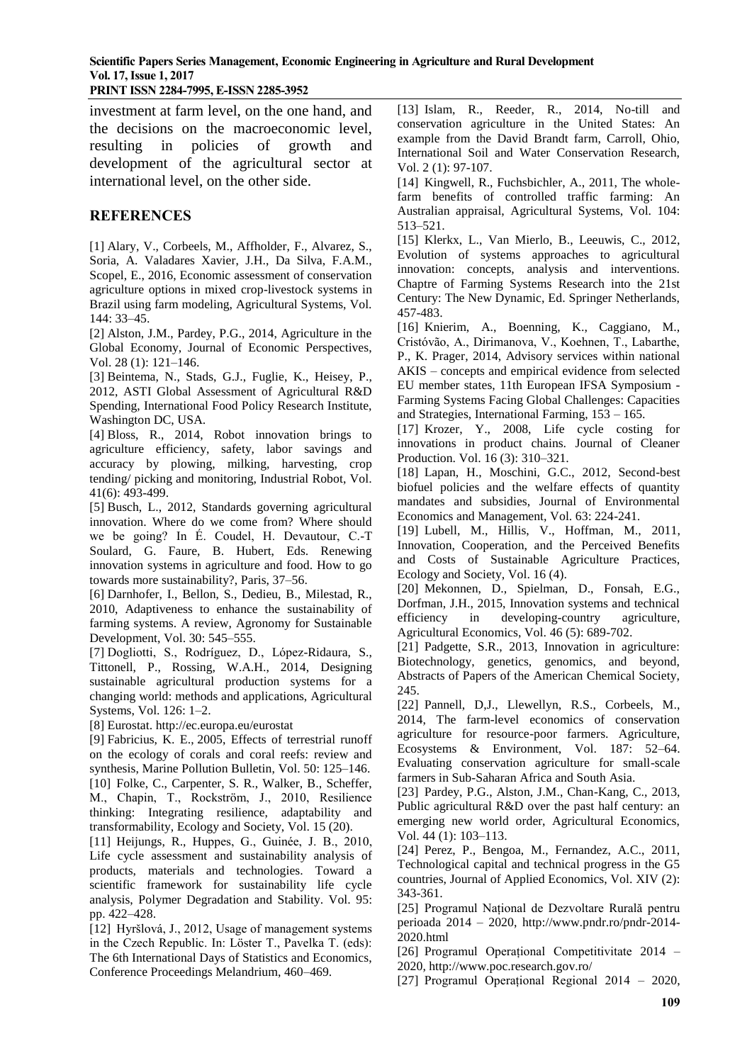investment at farm level, on the one hand, and the decisions on the macroeconomic level, resulting in policies of growth and development of the agricultural sector at international level, on the other side.

## REFERENCES

[1] Alary, V., Corbeels, M., Affholder, F., Alvarez, S., Soria, A. Valadares Xavier, J.H., Da Silva, F.A.M., Scopel, E., 2016, Economic assessment of conservation agriculture options in mixed crop-livestock systems in Brazil using farm modeling, Agricultural Systems, Vol. 144: 33–45.

[2] Alston, J.M., Pardey, P.G., 2014, Agriculture in the Global Economy, Journal of Economic Perspectives, Vol. 28 (1): 121–146.

[3] Beintema, N., Stads, G.J., Fuglie, K., Heisey, P., 2012, ASTI Global Assessment of Agricultural R&D Spending, International Food Policy Research Institute, Washington DC, USA.

[4] Bloss, R., 2014, Robot innovation brings to agriculture efficiency, safety, labor savings and accuracy by plowing, milking, harvesting, crop tending/ picking and monitoring, Industrial Robot, Vol. 41(6): 493-499.

[5] Busch, L., 2012, Standards governing agricultural innovation. Where do we come from? Where should we be going? In É. Coudel, H. Devautour, C.-T Soulard, G. Faure, B. Hubert, Eds. Renewing innovation systems in agriculture and food. How to go towards more sustainability?, Paris, 37–56.

[6] Darnhofer, I., Bellon, S., Dedieu, B., Milestad, R., 2010, Adaptiveness to enhance the sustainability of farming systems. A review, Agronomy for Sustainable Development, Vol. 30: 545–555.

[7] Dogliotti, S., Rodríguez, D., López-Ridaura, S., Tittonell, P., Rossing, W.A.H., 2014, Designing sustainable agricultural production systems for a changing world: methods and applications, Agricultural Systems, Vol. 126: 1–2.

[8] Eurostat. http://ec.europa.eu/eurostat

[9] Fabricius, K. E., 2005, Effects of terrestrial runoff on the ecology of corals and coral reefs: review and synthesis, Marine Pollution Bulletin, Vol. 50: 125–146.

[10] Folke, C., Carpenter, S. R., Walker, B., Scheffer, M., Chapin, T., Rockström, J., 2010, Resilience thinking: Integrating resilience, adaptability and transformability, Ecology and Society, Vol. 15 (20).

[11] Heijungs, R., Huppes, G., Guinée, J. B., 2010, Life cycle assessment and sustainability analysis of products, materials and technologies. Toward a scientific framework for sustainability life cycle analysis, Polymer Degradation and Stability. Vol. 95: pp. 422–428.

[12] Hyršlová, J., 2012, Usage of management systems in the Czech Republic. In: Löster T., Pavelka T. (eds): The 6th International Days of Statistics and Economics, Conference Proceedings Melandrium, 460–469.

[13] Islam, R., Reeder, R., 2014, No-till and conservation agriculture in the United States: An example from the David Brandt farm, Carroll, Ohio, International Soil and Water Conservation Research, Vol. 2 (1): 97-107.

[14] Kingwell, R., Fuchsbichler, A., 2011, The whole-farm benefits of controlled traffic farming: An Australian appraisal, Agricultural Systems, Vol. 104: 513–521.

[15] Klerkx, L., Van Mierlo, B., Leeuwis, C., 2012, Evolution of systems approaches to agricultural innovation: concepts, analysis and interventions. Chaptre of Farming Systems Research into the 21st Century: The New Dynamic, Ed. Springer Netherlands, 457-483.

[16] Knierim, A., Boenning, K., Caggiano, M., Cristóvão, A., Dirimanova, V., Koehnen, T., Labarthe, P., K. Prager, 2014, Advisory services within national AKIS – concepts and empirical evidence from selected EU member states, 11th European IFSA Symposium - Farming Systems Facing Global Challenges: Capacities and Strategies, International Farming, 153 – 165.

[17] Krozer, Y., 2008, Life cycle costing for innovations in product chains. Journal of Cleaner Production. Vol. 16 (3): 310–321.

[18] Lapan, H., Moschini, G.C., 2012, Second-best biofuel policies and the welfare effects of quantity mandates and subsidies, Journal of Environmental Economics and Management, Vol. 63: 224-241.

[19] Lubell, M., Hillis, V., Hoffman, M., 2011, Innovation, Cooperation, and the Perceived Benefits and Costs of Sustainable Agriculture Practices, Ecology and Society, Vol. 16 (4).

[20] Mekonnen, D., Spielman, D., Fonsah, E.G., Dorfman, J.H., 2015, Innovation systems and technical efficiency in developing-country agriculture, Agricultural Economics, Vol. 46 (5): 689-702.

[21] Padgette, S.R., 2013, Innovation in agriculture: Biotechnology, genetics, genomics, and beyond, Abstracts of Papers of the American Chemical Society, 245.

[22] Pannell, D,J., Llewellyn, R.S., Corbeels, M., 2014, The farm-level economics of conservation agriculture for resource-poor farmers. Agriculture, Ecosystems & Environment, Vol. 187: 52–64. Evaluating conservation agriculture for small-scale farmers in Sub-Saharan Africa and South Asia.

[23] Pardey, P.G., Alston, J.M., Chan-Kang, C., 2013, Public agricultural R&D over the past half century: an emerging new world order, Agricultural Economics, Vol. 44 (1): 103–113.

[24] Perez, P., Bengoa, M., Fernandez, A.C., 2011, Technological capital and technical progress in the G5 countries, Journal of Applied Economics, Vol. XIV (2): 343-361.

[25] Programul Național de Dezvoltare Rurală pentru perioada 2014 – 2020, http://www.pndr.ro/pndr-2014-2020.html

[26] Programul Operațional Competitivitate 2014 – 2020, http://www.poc.research.gov.ro/

[27] Programul Operațional Regional 2014 – 2020,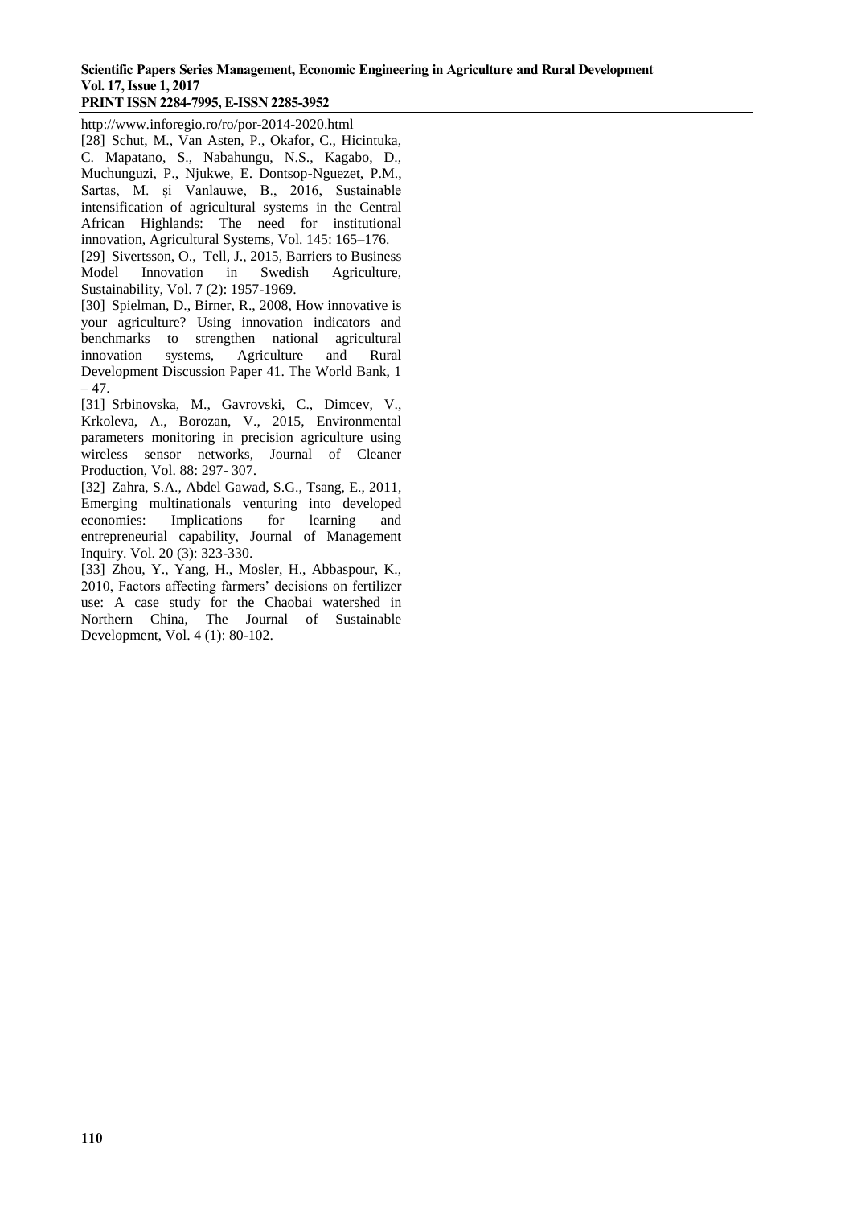http://www.inforegio.ro/ro/por-2014-2020.html

[28] Schut, M., Van Asten, P., Okafor, C., Hicintuka, C. Mapatano, S., Nabahungu, N.S., Kagabo, D., Muchunguzi, P., Njukwe, E. Dontsop-Nguezet, P.M., Sartas, M. și Vanlauwe, B., 2016, Sustainable intensification of agricultural systems in the Central African Highlands: The need for institutional innovation, Agricultural Systems, Vol. 145: 165–176.

[29] Sivertsson, O., Tell, J., 2015, Barriers to Business Model Innovation in Swedish Agriculture, Sustainability, Vol. 7 (2): 1957-1969.

[30] Spielman, D., Birner, R., 2008, How innovative is your agriculture? Using innovation indicators and benchmarks to strengthen national agricultural innovation systems, Agriculture and Rural Development Discussion Paper 41. The World Bank, 1 – 47.

[31] Srbinovska, M., Gavrovski, C., Dimcev, V., Krkoleva, A., Borozan, V., 2015, Environmental parameters monitoring in precision agriculture using wireless sensor networks, Journal of Cleaner Production, Vol. 88: 297- 307.

[32] Zahra, S.A., Abdel Gawad, S.G., Tsang, E., 2011, Emerging multinationals venturing into developed economies: Implications for learning and entrepreneurial capability, Journal of Management Inquiry. Vol. 20 (3): 323-330.

[33] Zhou, Y., Yang, H., Mosler, H., Abbaspour, K., 2010, Factors affecting farmers' decisions on fertilizer use: A case study for the Chaobai watershed in Northern China, The Journal of Sustainable Development, Vol. 4 (1): 80-102.